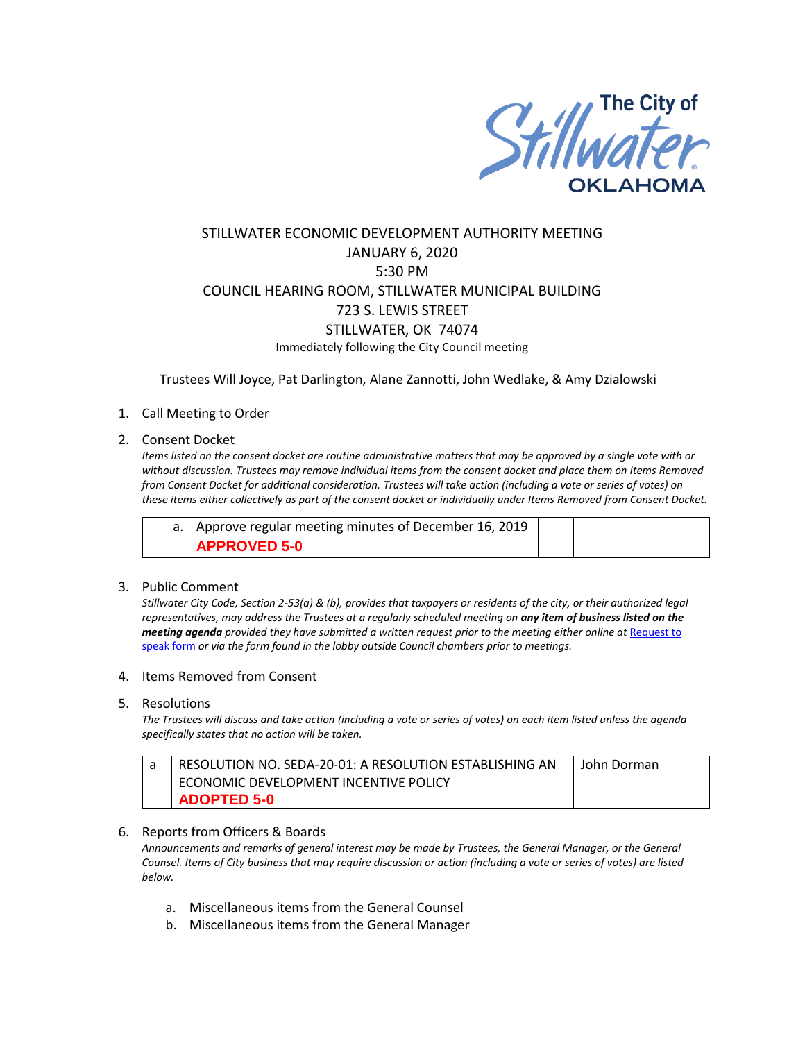The City of Stillwater OKLAHOMA

# STILLWATER ECONOMIC DEVELOPMENT AUTHORITY MEETING

JANUARY 6, 2020

5:30 PM

COUNCIL HEARING ROOM, STILLWATER MUNICIPAL BUILDING

723 S. LEWIS STREET

STILLWATER, OK 74074

Immediately following the City Council meeting

Trustees Will Joyce, Pat Darlington, Alane Zannotti, John Wedlake, & Amy Dzialowski

1. Call Meeting to Order

2. Consent Docket

   *Items listed on the consent docket are routine administrative matters that may be approved by a single vote with or without discussion. Trustees may remove individual items from the consent docket and place them on Items Removed from Consent Docket for additional consideration. Trustees will take action (including a vote or series of votes) on these items either collectively as part of the consent docket or individually under Items Removed from Consent Docket.*

| | | | |
|---|---|---|---|
| a. | Approve regular meeting minutes of December 16, 2019 **APPROVED 5-0** | | |

3. Public Comment

   *Stillwater City Code, Section 2-53(a) & (b), provides that taxpayers or residents of the city, or their authorized legal representatives, may address the Trustees at a regularly scheduled meeting on **any item of business listed on the meeting agenda** provided they have submitted a written request prior to the meeting either online at [Request to speak form]() or via the form found in the lobby outside Council chambers prior to meetings.*

4. Items Removed from Consent

5. Resolutions

   *The Trustees will discuss and take action (including a vote or series of votes) on each item listed unless the agenda specifically states that no action will be taken.*

| | | |
|---|---|---|
| a | RESOLUTION NO. SEDA-20-01: A RESOLUTION ESTABLISHING AN ECONOMIC DEVELOPMENT INCENTIVE POLICY **ADOPTED 5-0** | John Dorman |

6. Reports from Officers & Boards

   *Announcements and remarks of general interest may be made by Trustees, the General Manager, or the General Counsel. Items of City business that may require discussion or action (including a vote or series of votes) are listed below.*

   a. Miscellaneous items from the General Counsel
   b. Miscellaneous items from the General Manager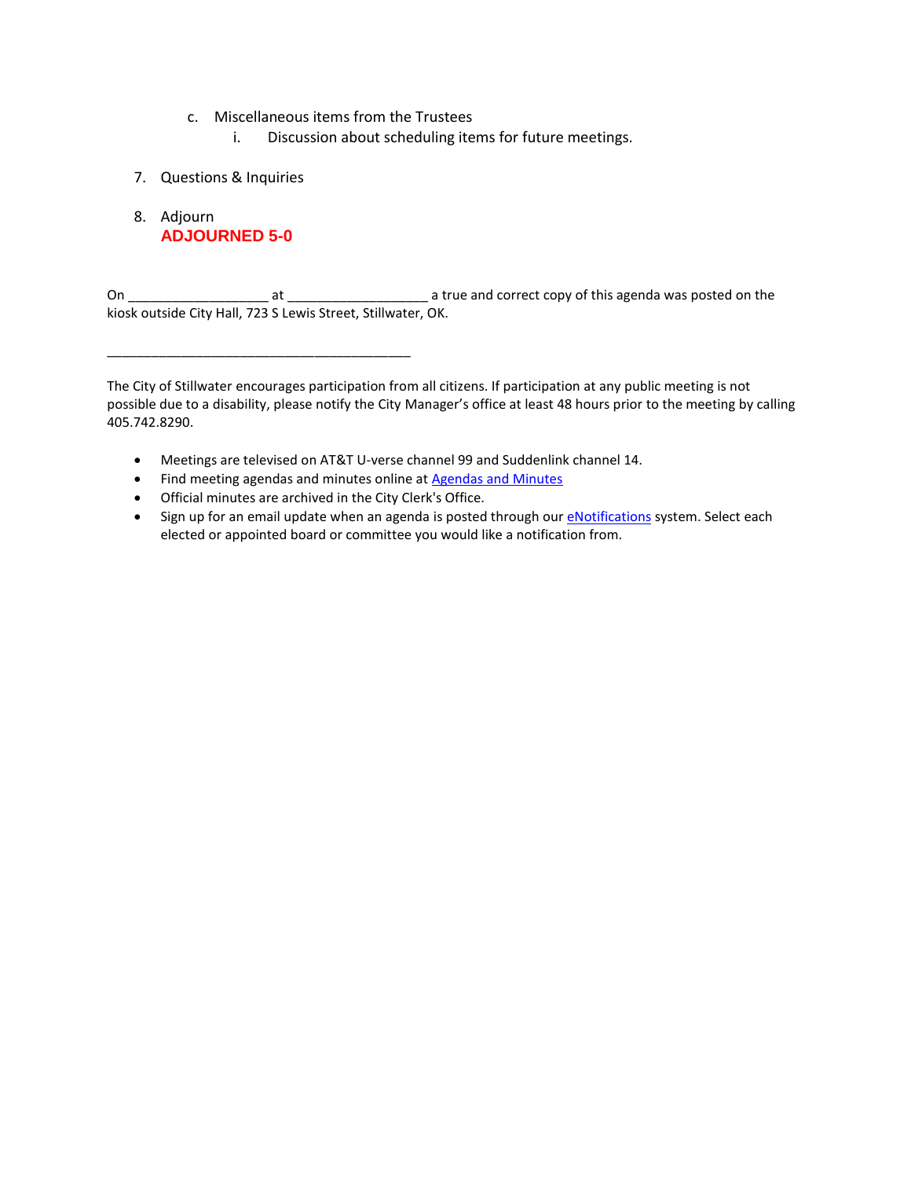c. Miscellaneous items from the Trustees
   i. Discussion about scheduling items for future meetings.

7. Questions & Inquiries

8. Adjourn
   **ADJOURNED 5-0**

On ___________________ at ___________________ a true and correct copy of this agenda was posted on the kiosk outside City Hall, 723 S Lewis Street, Stillwater, OK.

_________________________________________

The City of Stillwater encourages participation from all citizens. If participation at any public meeting is not possible due to a disability, please notify the City Manager's office at least 48 hours prior to the meeting by calling 405.742.8290.

- Meetings are televised on AT&T U-verse channel 99 and Suddenlink channel 14.
- Find meeting agendas and minutes online at Agendas and Minutes
- Official minutes are archived in the City Clerk's Office.
- Sign up for an email update when an agenda is posted through our eNotifications system. Select each elected or appointed board or committee you would like a notification from.